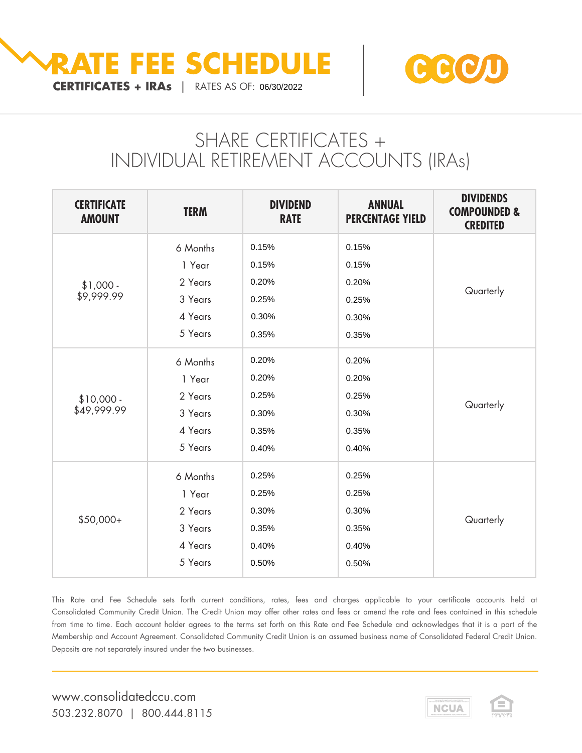# RATE FEE SCHEDULE

**CERTIFICATES + IRAs** | RATES AS OF: 06/30/2022

CCCU

## SHARE CERTIFICATES + INDIVIDUAL RETIREMENT ACCOUNTS (IRAs)

| CERTIFICATE AMOUNT | TERM | DIVIDEND RATE | ANNUAL PERCENTAGE YIELD | DIVIDENDS COMPOUNDED & CREDITED |
|---|---|---|---|---|
| $1,000 - $9,999.99 | 6 Months | 0.15% | 0.15% | Quarterly |
| | 1 Year | 0.15% | 0.15% | |
| | 2 Years | 0.20% | 0.20% | |
| | 3 Years | 0.25% | 0.25% | |
| | 4 Years | 0.30% | 0.30% | |
| | 5 Years | 0.35% | 0.35% | |
| $10,000 - $49,999.99 | 6 Months | 0.20% | 0.20% | Quarterly |
| | 1 Year | 0.20% | 0.20% | |
| | 2 Years | 0.25% | 0.25% | |
| | 3 Years | 0.30% | 0.30% | |
| | 4 Years | 0.35% | 0.35% | |
| | 5 Years | 0.40% | 0.40% | |
| $50,000+ | 6 Months | 0.25% | 0.25% | Quarterly |
| | 1 Year | 0.25% | 0.25% | |
| | 2 Years | 0.30% | 0.30% | |
| | 3 Years | 0.35% | 0.35% | |
| | 4 Years | 0.40% | 0.40% | |
| | 5 Years | 0.50% | 0.50% | |

This Rate and Fee Schedule sets forth current conditions, rates, fees and charges applicable to your certificate accounts held at Consolidated Community Credit Union. The Credit Union may offer other rates and fees or amend the rate and fees contained in this schedule from time to time. Each account holder agrees to the terms set forth on this Rate and Fee Schedule and acknowledges that it is a part of the Membership and Account Agreement. Consolidated Community Credit Union is an assumed business name of Consolidated Federal Credit Union. Deposits are not separately insured under the two businesses.

www.consolidatedccu.com
503.232.8070 | 800.444.8115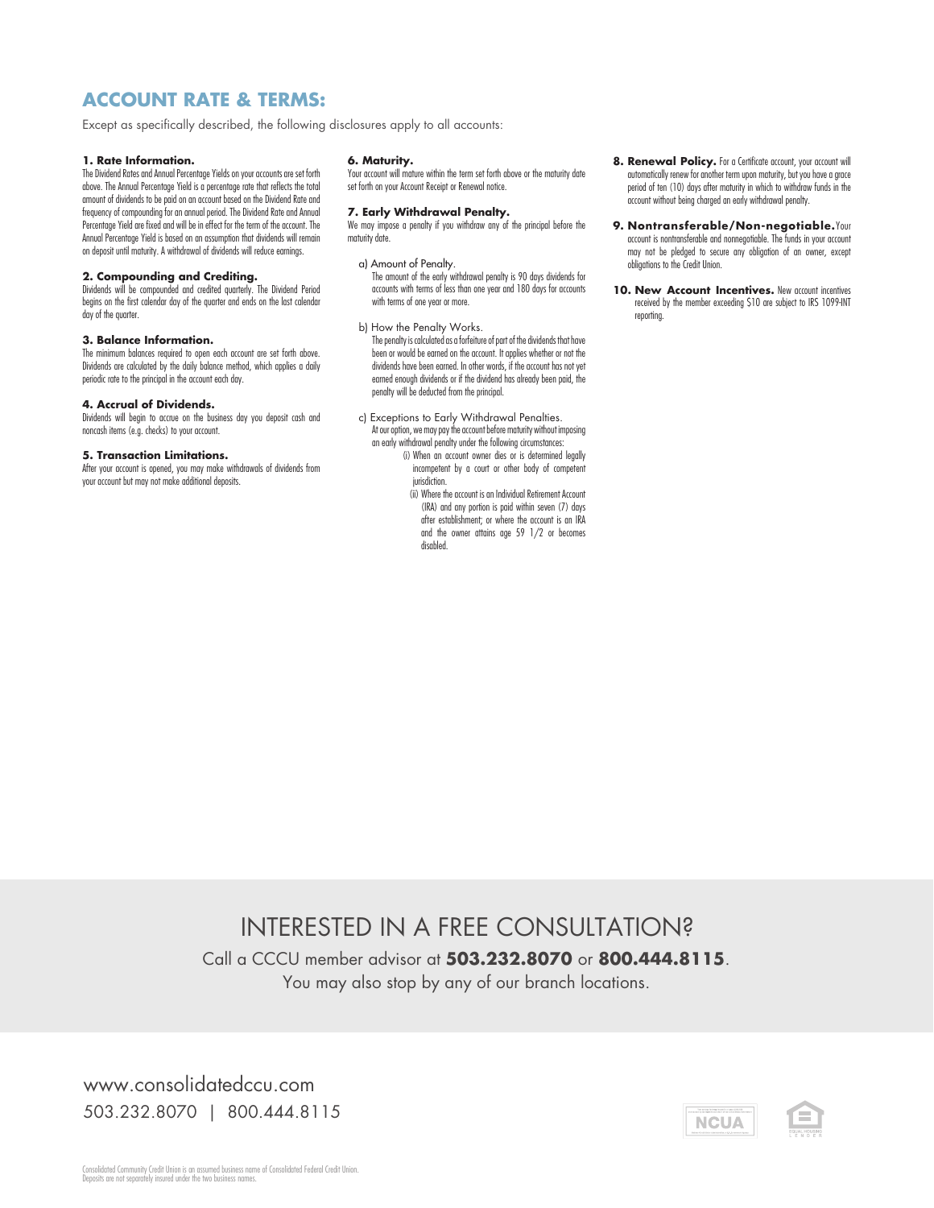## ACCOUNT RATE & TERMS:

Except as specifically described, the following disclosures apply to all accounts:

**1. Rate Information.**
The Dividend Rates and Annual Percentage Yields on your accounts are set forth above. The Annual Percentage Yield is a percentage rate that reflects the total amount of dividends to be paid on an account based on the Dividend Rate and frequency of compounding for an annual period. The Dividend Rate and Annual Percentage Yield are fixed and will be in effect for the term of the account. The Annual Percentage Yield is based on an assumption that dividends will remain on deposit until maturity. A withdrawal of dividends will reduce earnings.

**2. Compounding and Crediting.**
Dividends will be compounded and credited quarterly. The Dividend Period begins on the first calendar day of the quarter and ends on the last calendar day of the quarter.

**3. Balance Information.**
The minimum balances required to open each account are set forth above. Dividends are calculated by the daily balance method, which applies a daily periodic rate to the principal in the account each day.

**4. Accrual of Dividends.**
Dividends will begin to accrue on the business day you deposit cash and noncash items (e.g. checks) to your account.

**5. Transaction Limitations.**
After your account is opened, you may make withdrawals of dividends from your account but may not make additional deposits.

**6. Maturity.**
Your account will mature within the term set forth above or the maturity date set forth on your Account Receipt or Renewal notice.

**7. Early Withdrawal Penalty.**
We may impose a penalty if you withdraw any of the principal before the maturity date.

a) Amount of Penalty.
The amount of the early withdrawal penalty is 90 days dividends for accounts with terms of less than one year and 180 days for accounts with terms of one year or more.

b) How the Penalty Works.
The penalty is calculated as a forfeiture of part of the dividends that have been or would be earned on the account. It applies whether or not the dividends have been earned. In other words, if the account has not yet earned enough dividends or if the dividend has already been paid, the penalty will be deducted from the principal.

c) Exceptions to Early Withdrawal Penalties.
At our option, we may pay the account before maturity without imposing an early withdrawal penalty under the following circumstances:

(i) When an account owner dies or is determined legally incompetent by a court or other body of competent jurisdiction.

(ii) Where the account is an Individual Retirement Account (IRA) and any portion is paid within seven (7) days after establishment; or where the account is an IRA and the owner attains age 59 1/2 or becomes disabled.

**8. Renewal Policy.** For a Certificate account, your account will automatically renew for another term upon maturity, but you have a grace period of ten (10) days after maturity in which to withdraw funds in the account without being charged an early withdrawal penalty.

**9. Nontransferable/Non-negotiable.** Your account is nontransferable and nonnegotiable. The funds in your account may not be pledged to secure any obligation of an owner, except obligations to the Credit Union.

**10. New Account Incentives.** New account incentives received by the member exceeding $10 are subject to IRS 1099-INT reporting.

## INTERESTED IN A FREE CONSULTATION?

Call a CCCU member advisor at **503.232.8070** or **800.444.8115**.
You may also stop by any of our branch locations.

www.consolidatedccu.com
503.232.8070 | 800.444.8115

NCUA

EQUAL HOUSING LENDER

Consolidated Community Credit Union is an assumed business name of Consolidated Federal Credit Union.
Deposits are not separately insured under the two business names.